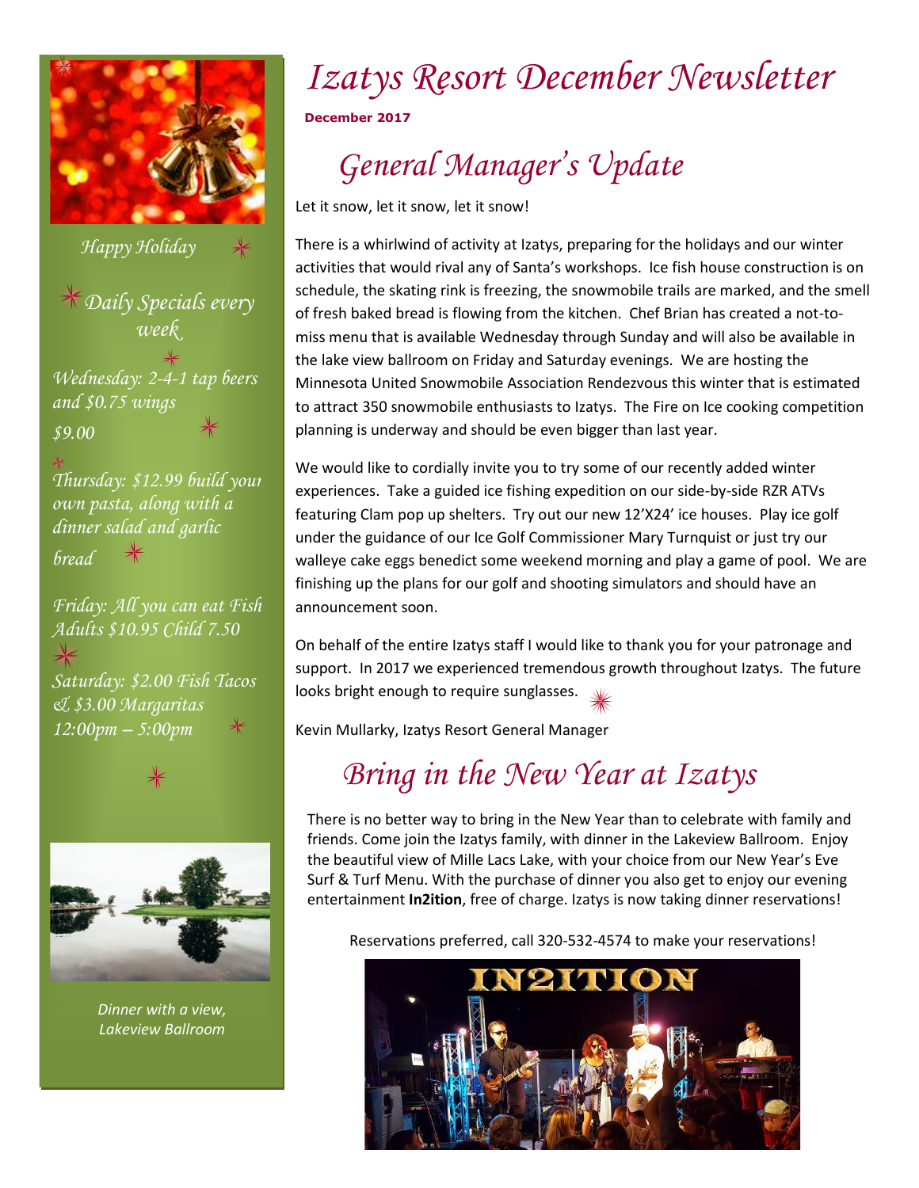# Izatys Resort December Newsletter

**December 2017**

## General Manager's Update

Let it snow, let it snow, let it snow!

There is a whirlwind of activity at Izatys, preparing for the holidays and our winter activities that would rival any of Santa's workshops. Ice fish house construction is on schedule, the skating rink is freezing, the snowmobile trails are marked, and the smell of fresh baked bread is flowing from the kitchen. Chef Brian has created a not-to-miss menu that is available Wednesday through Sunday and will also be available in the lake view ballroom on Friday and Saturday evenings. We are hosting the Minnesota United Snowmobile Association Rendezvous this winter that is estimated to attract 350 snowmobile enthusiasts to Izatys. The Fire on Ice cooking competition planning is underway and should be even bigger than last year.

We would like to cordially invite you to try some of our recently added winter experiences. Take a guided ice fishing expedition on our side-by-side RZR ATVs featuring Clam pop up shelters. Try out our new 12'X24' ice houses. Play ice golf under the guidance of our Ice Golf Commissioner Mary Turnquist or just try our walleye cake eggs benedict some weekend morning and play a game of pool. We are finishing up the plans for our golf and shooting simulators and should have an announcement soon.

On behalf of the entire Izatys staff I would like to thank you for your patronage and support. In 2017 we experienced tremendous growth throughout Izatys. The future looks bright enough to require sunglasses.

Kevin Mullarky, Izatys Resort General Manager

## Bring in the New Year at Izatys

There is no better way to bring in the New Year than to celebrate with family and friends. Come join the Izatys family, with dinner in the Lakeview Ballroom. Enjoy the beautiful view of Mille Lacs Lake, with your choice from our New Year's Eve Surf & Turf Menu. With the purchase of dinner you also get to enjoy our evening entertainment **In2ition**, free of charge. Izatys is now taking dinner reservations!

Reservations preferred, call 320-532-4574 to make your reservations!

*Happy Holiday*

### *Daily Specials every week*

*Wednesday: 2-4-1 tap beers and $0.75 wings $9.00*

*Thursday: $12.99 build your own pasta, along with a dinner salad and garlic bread*

*Friday: All you can eat Fish Adults $10.95 Child 7.50*

*Saturday: $2.00 Fish Tacos & $3.00 Margaritas 12:00pm – 5:00pm*

*Dinner with a view, Lakeview Ballroom*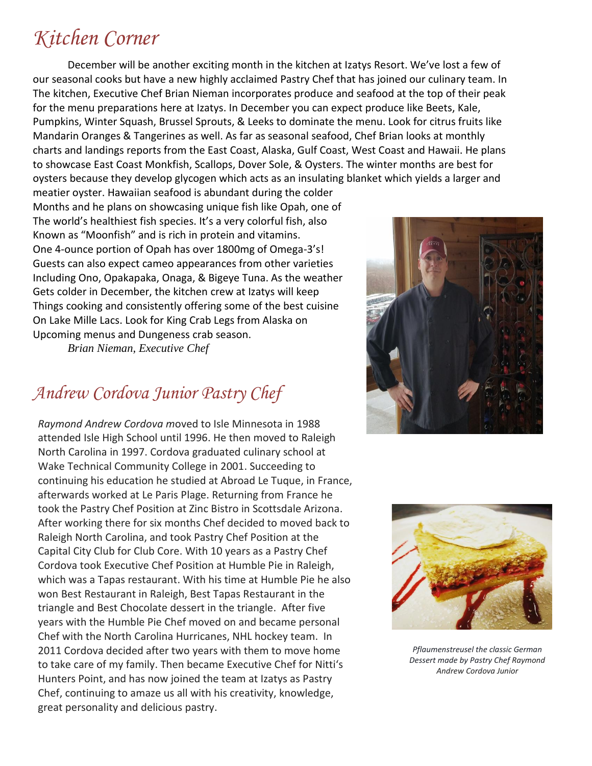# *Kitchen Corner*

December will be another exciting month in the kitchen at Izatys Resort. We've lost a few of our seasonal cooks but have a new highly acclaimed Pastry Chef that has joined our culinary team. In The kitchen, Executive Chef Brian Nieman incorporates produce and seafood at the top of their peak for the menu preparations here at Izatys. In December you can expect produce like Beets, Kale, Pumpkins, Winter Squash, Brussel Sprouts, & Leeks to dominate the menu. Look for citrus fruits like Mandarin Oranges & Tangerines as well. As far as seasonal seafood, Chef Brian looks at monthly charts and landings reports from the East Coast, Alaska, Gulf Coast, West Coast and Hawaii. He plans to showcase East Coast Monkfish, Scallops, Dover Sole, & Oysters. The winter months are best for oysters because they develop glycogen which acts as an insulating blanket which yields a larger and meatier oyster. Hawaiian seafood is abundant during the colder Months and he plans on showcasing unique fish like Opah, one of The world's healthiest fish species. It's a very colorful fish, also Known as "Moonfish" and is rich in protein and vitamins. One 4-ounce portion of Opah has over 1800mg of Omega-3's! Guests can also expect cameo appearances from other varieties Including Ono, Opakapaka, Onaga, & Bigeye Tuna. As the weather Gets colder in December, the kitchen crew at Izatys will keep Things cooking and consistently offering some of the best cuisine On Lake Mille Lacs. Look for King Crab Legs from Alaska on Upcoming menus and Dungeness crab season.

*Brian Nieman, Executive Chef*

## *Andrew Cordova Junior Pastry Chef*

*Raymond Andrew Cordova m*oved to Isle Minnesota in 1988 attended Isle High School until 1996. He then moved to Raleigh North Carolina in 1997. Cordova graduated culinary school at Wake Technical Community College in 2001. Succeeding to continuing his education he studied at Abroad Le Tuque, in France, afterwards worked at Le Paris Plage. Returning from France he took the Pastry Chef Position at Zinc Bistro in Scottsdale Arizona. After working there for six months Chef decided to moved back to Raleigh North Carolina, and took Pastry Chef Position at the Capital City Club for Club Core. With 10 years as a Pastry Chef Cordova took Executive Chef Position at Humble Pie in Raleigh, which was a Tapas restaurant. With his time at Humble Pie he also won Best Restaurant in Raleigh, Best Tapas Restaurant in the triangle and Best Chocolate dessert in the triangle. After five years with the Humble Pie Chef moved on and became personal Chef with the North Carolina Hurricanes, NHL hockey team. In 2011 Cordova decided after two years with them to move home to take care of my family. Then became Executive Chef for Nitti's Hunters Point, and has now joined the team at Izatys as Pastry Chef, continuing to amaze us all with his creativity, knowledge, great personality and delicious pastry.

*Pflaumenstreusel the classic German Dessert made by Pastry Chef Raymond Andrew Cordova Junior*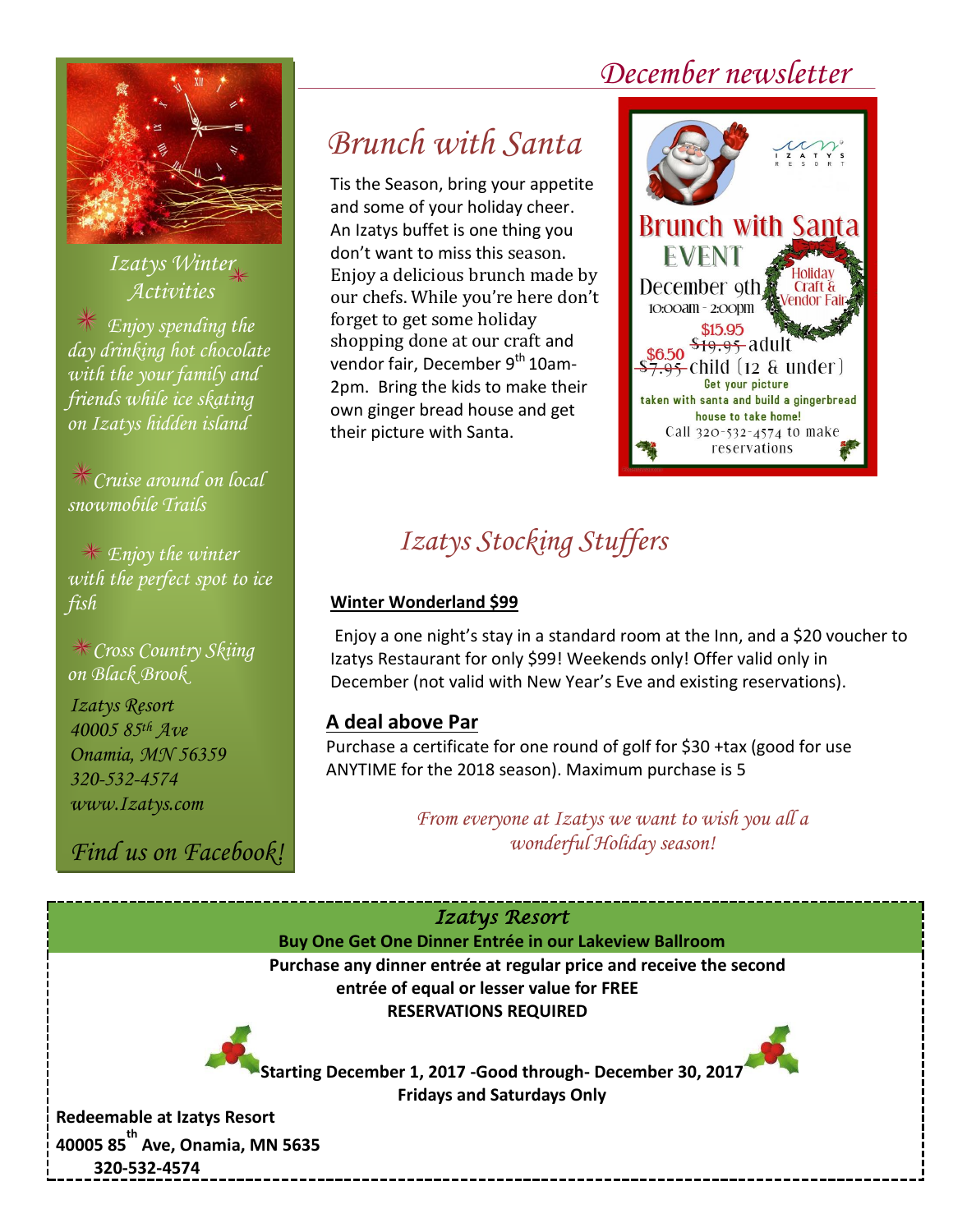# December newsletter

## Izatys Winter Activities

✳ *Enjoy spending the day drinking hot chocolate with the your family and friends while ice skating on Izatys hidden island*

✳ *Cruise around on local snowmobile Trails*

✳ *Enjoy the winter with the perfect spot to ice fish*

✳ *Cross Country Skiing on Black Brook*

*Izatys Resort*
*40005 85th Ave*
*Onamia, MN 56359*
*320-532-4574*
*www.Izatys.com*

*Find us on Facebook!*

## Brunch with Santa

Tis the Season, bring your appetite and some of your holiday cheer. An Izatys buffet is one thing you don't want to miss this season. Enjoy a delicious brunch made by our chefs. While you're here don't forget to get some holiday shopping done at our craft and vendor fair, December 9th 10am-2pm. Bring the kids to make their own ginger bread house and get their picture with Santa.

IZATYS RESORT

**Brunch with Santa EVENT**

December 9th
10:00am - 2:00pm

Holiday Craft & Vendor Fair

$15.95 ~~$19.95~~ adult
$6.50 ~~$7.95~~ child (12 & under)

Get your picture taken with santa and build a gingerbread house to take home!

Call 320-532-4574 to make reservations

## Izatys Stocking Stuffers

**Winter Wonderland $99**

Enjoy a one night's stay in a standard room at the Inn, and a $20 voucher to Izatys Restaurant for only $99! Weekends only! Offer valid only in December (not valid with New Year's Eve and existing reservations).

**A deal above Par**

Purchase a certificate for one round of golf for $30 +tax (good for use ANYTIME for the 2018 season). Maximum purchase is 5

*From everyone at Izatys we want to wish you all a wonderful Holiday season!*

---

*Izatys Resort*

**Buy One Get One Dinner Entrée in our Lakeview Ballroom**

**Purchase any dinner entrée at regular price and receive the second entrée of equal or lesser value for FREE**

**RESERVATIONS REQUIRED**

**Starting December 1, 2017 -Good through- December 30, 2017**

**Fridays and Saturdays Only**

**Redeemable at Izatys Resort**
**40005 85th Ave, Onamia, MN 5635**
**320-532-4574**